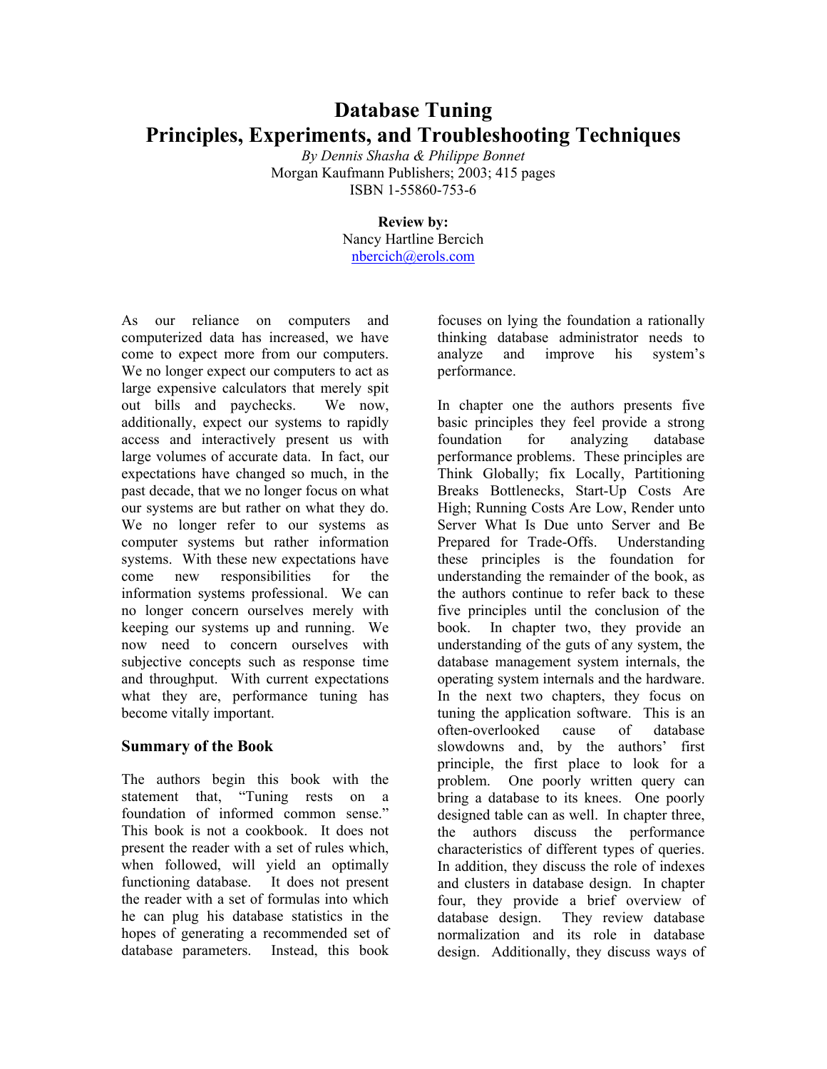# Database Tuning
# Principles, Experiments, and Troubleshooting Techniques

*By Dennis Shasha & Philippe Bonnet*
Morgan Kaufmann Publishers; 2003; 415 pages
ISBN 1-55860-753-6

**Review by:**
Nancy Hartline Bercich
nbercich@erols.com

As our reliance on computers and computerized data has increased, we have come to expect more from our computers. We no longer expect our computers to act as large expensive calculators that merely spit out bills and paychecks. We now, additionally, expect our systems to rapidly access and interactively present us with large volumes of accurate data. In fact, our expectations have changed so much, in the past decade, that we no longer focus on what our systems are but rather on what they do. We no longer refer to our systems as computer systems but rather information systems. With these new expectations have come new responsibilities for the information systems professional. We can no longer concern ourselves merely with keeping our systems up and running. We now need to concern ourselves with subjective concepts such as response time and throughput. With current expectations what they are, performance tuning has become vitally important.

## Summary of the Book

The authors begin this book with the statement that, "Tuning rests on a foundation of informed common sense." This book is not a cookbook. It does not present the reader with a set of rules which, when followed, will yield an optimally functioning database. It does not present the reader with a set of formulas into which he can plug his database statistics in the hopes of generating a recommended set of database parameters. Instead, this book focuses on lying the foundation a rationally thinking database administrator needs to analyze and improve his system's performance.

In chapter one the authors presents five basic principles they feel provide a strong foundation for analyzing database performance problems. These principles are Think Globally; fix Locally, Partitioning Breaks Bottlenecks, Start-Up Costs Are High; Running Costs Are Low, Render unto Server What Is Due unto Server and Be Prepared for Trade-Offs. Understanding these principles is the foundation for understanding the remainder of the book, as the authors continue to refer back to these five principles until the conclusion of the book. In chapter two, they provide an understanding of the guts of any system, the database management system internals, the operating system internals and the hardware. In the next two chapters, they focus on tuning the application software. This is an often-overlooked cause of database slowdowns and, by the authors' first principle, the first place to look for a problem. One poorly written query can bring a database to its knees. One poorly designed table can as well. In chapter three, the authors discuss the performance characteristics of different types of queries. In addition, they discuss the role of indexes and clusters in database design. In chapter four, they provide a brief overview of database design. They review database normalization and its role in database design. Additionally, they discuss ways of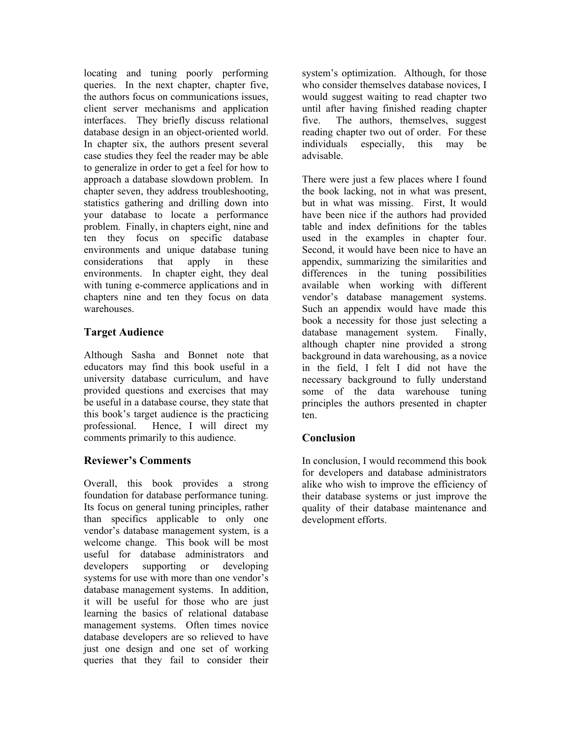locating and tuning poorly performing queries. In the next chapter, chapter five, the authors focus on communications issues, client server mechanisms and application interfaces. They briefly discuss relational database design in an object-oriented world. In chapter six, the authors present several case studies they feel the reader may be able to generalize in order to get a feel for how to approach a database slowdown problem. In chapter seven, they address troubleshooting, statistics gathering and drilling down into your database to locate a performance problem. Finally, in chapters eight, nine and ten they focus on specific database environments and unique database tuning considerations that apply in these environments. In chapter eight, they deal with tuning e-commerce applications and in chapters nine and ten they focus on data warehouses.

## Target Audience

Although Sasha and Bonnet note that educators may find this book useful in a university database curriculum, and have provided questions and exercises that may be useful in a database course, they state that this book's target audience is the practicing professional. Hence, I will direct my comments primarily to this audience.

## Reviewer's Comments

Overall, this book provides a strong foundation for database performance tuning. Its focus on general tuning principles, rather than specifics applicable to only one vendor's database management system, is a welcome change. This book will be most useful for database administrators and developers supporting or developing systems for use with more than one vendor's database management systems. In addition, it will be useful for those who are just learning the basics of relational database management systems. Often times novice database developers are so relieved to have just one design and one set of working queries that they fail to consider their system's optimization. Although, for those who consider themselves database novices, I would suggest waiting to read chapter two until after having finished reading chapter five. The authors, themselves, suggest reading chapter two out of order. For these individuals especially, this may be advisable.

There were just a few places where I found the book lacking, not in what was present, but in what was missing. First, It would have been nice if the authors had provided table and index definitions for the tables used in the examples in chapter four. Second, it would have been nice to have an appendix, summarizing the similarities and differences in the tuning possibilities available when working with different vendor's database management systems. Such an appendix would have made this book a necessity for those just selecting a database management system. Finally, although chapter nine provided a strong background in data warehousing, as a novice in the field, I felt I did not have the necessary background to fully understand some of the data warehouse tuning principles the authors presented in chapter ten.

## Conclusion

In conclusion, I would recommend this book for developers and database administrators alike who wish to improve the efficiency of their database systems or just improve the quality of their database maintenance and development efforts.